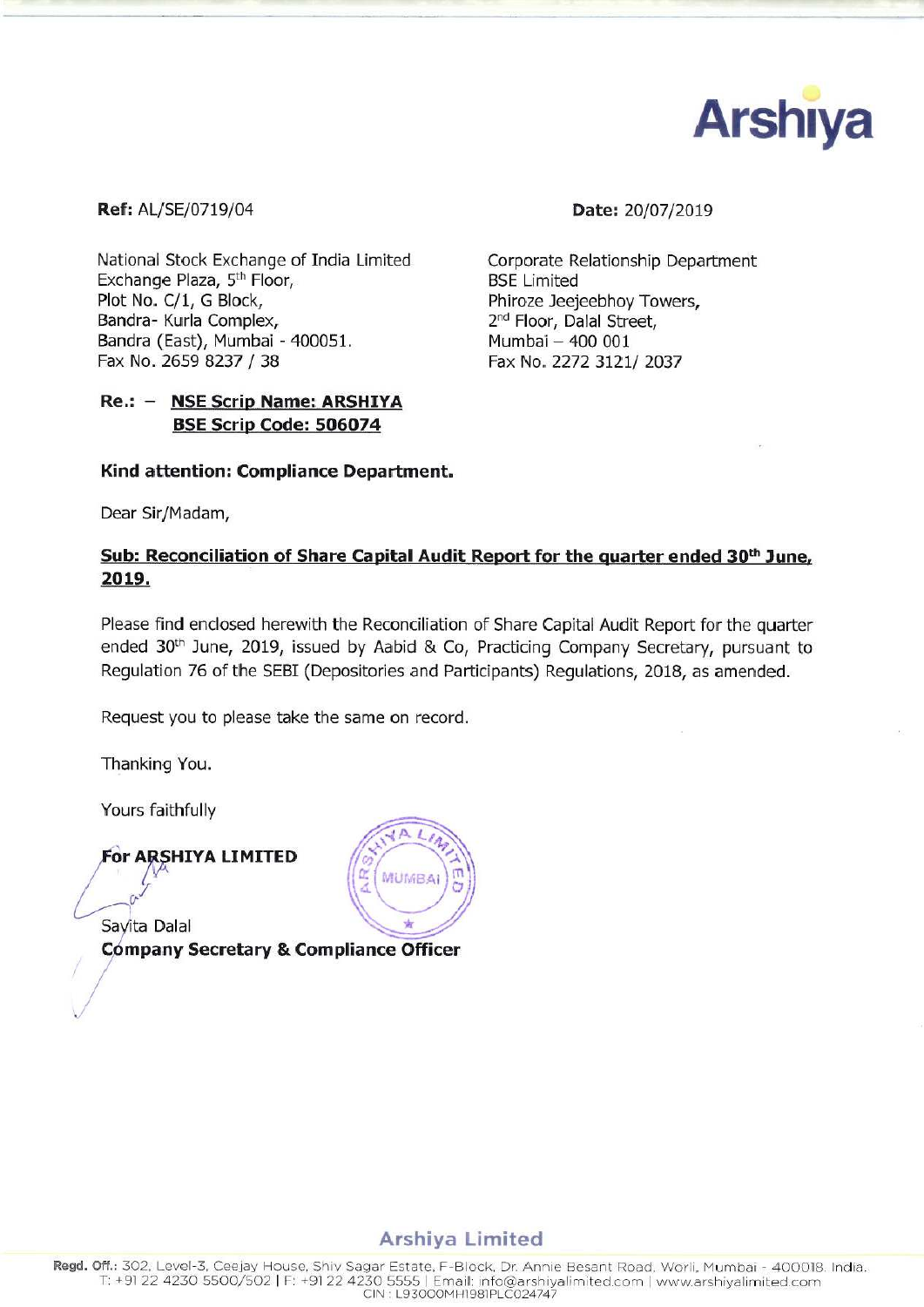Arshiya

**Ref:** AL/SE/0719/04

**Date:** 20/07/2019

National Stock Exchange of India Limited
Exchange Plaza, 5th Floor,
Plot No. C/1, G Block,
Bandra- Kurla Complex,
Bandra (East), Mumbai - 400051.
Fax No. 2659 8237 / 38

Corporate Relationship Department
BSE Limited
Phiroze Jeejeebhoy Towers,
2nd Floor, Dalal Street,
Mumbai – 400 001
Fax No. 2272 3121/ 2037

**Re.: – NSE Scrip Name: ARSHIYA**
**BSE Scrip Code: 506074**

**Kind attention: Compliance Department.**

Dear Sir/Madam,

**Sub: Reconciliation of Share Capital Audit Report for the quarter ended 30th June, 2019.**

Please find enclosed herewith the Reconciliation of Share Capital Audit Report for the quarter ended 30th June, 2019, issued by Aabid & Co, Practicing Company Secretary, pursuant to Regulation 76 of the SEBI (Depositories and Participants) Regulations, 2018, as amended.

Request you to please take the same on record.

Thanking You.

Yours faithfully

**For ARSHIYA LIMITED**

Savita Dalal
**Company Secretary & Compliance Officer**

**Arshiya Limited**

**Regd. Off.:** 302, Level-3, Ceejay House, Shiv Sagar Estate, F-Block, Dr. Annie Besant Road, Worli, Mumbai - 400018. India.
T: +91 22 4230 5500/502 | F: +91 22 4230 5555 | Email: info@arshiyalimited.com | www.arshiyalimited.com
CIN : L93000MH1981PLC024747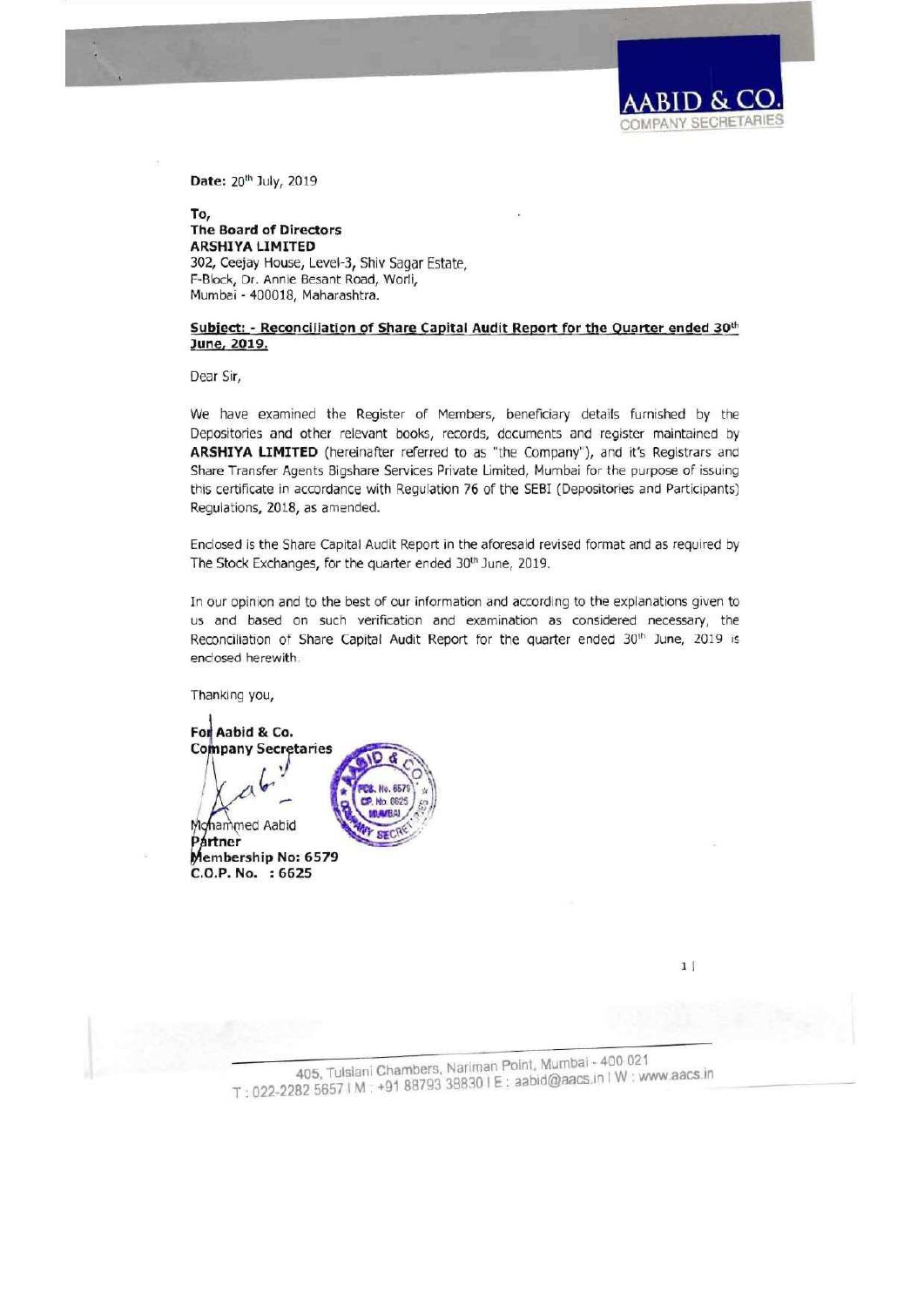**AABID & CO.**
COMPANY SECRETARIES

**Date:** 20th July, 2019

**To,**
**The Board of Directors**
**ARSHIYA LIMITED**
302, Ceejay House, Level-3, Shiv Sagar Estate,
F-Block, Dr. Annie Besant Road, Worli,
Mumbai - 400018, Maharashtra.

**Subject: - Reconciliation of Share Capital Audit Report for the Quarter ended 30th June, 2019.**

Dear Sir,

We have examined the Register of Members, beneficiary details furnished by the Depositories and other relevant books, records, documents and register maintained by **ARSHIYA LIMITED** (hereinafter referred to as "the Company"), and it's Registrars and Share Transfer Agents Bigshare Services Private Limited, Mumbai for the purpose of issuing this certificate in accordance with Regulation 76 of the SEBI (Depositories and Participants) Regulations, 2018, as amended.

Enclosed is the Share Capital Audit Report in the aforesaid revised format and as required by The Stock Exchanges, for the quarter ended 30th June, 2019.

In our opinion and to the best of our information and according to the explanations given to us and based on such verification and examination as considered necessary, the Reconciliation of Share Capital Audit Report for the quarter ended 30th June, 2019 is enclosed herewith.

Thanking you,

**For Aabid & Co.**
**Company Secretaries**

Mohammed Aabid
**Partner**
**Membership No: 6579**
**C.O.P. No. : 6625**

405, Tulsiani Chambers, Nariman Point, Mumbai - 400 021
T : 022-2282 5657 | M : +91 88793 38830 | E : aabid@aacs.in | W : www.aacs.in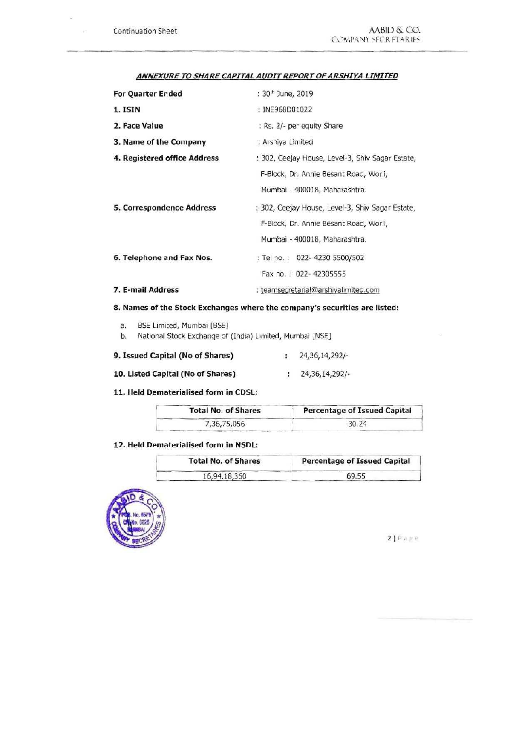## ***ANNEXURE TO SHARE CAPITAL AUDIT REPORT OF ARSHIYA LIMITED***

**For Quarter Ended** : 30th June, 2019

**1. ISIN** : INE968D01022

**2. Face Value** : Rs. 2/- per equity Share

**3. Name of the Company** : Arshiya Limited

**4. Registered office Address** : 302, Ceejay House, Level-3, Shiv Sagar Estate, F-Block, Dr. Annie Besant Road, Worli, Mumbai - 400018, Maharashtra.

**5. Correspondence Address** : 302, Ceejay House, Level-3, Shiv Sagar Estate, F-Block, Dr. Annie Besant Road, Worli, Mumbai - 400018, Maharashtra.

**6. Telephone and Fax Nos.** : Tel no. : 022- 4230 5500/502
Fax no. : 022- 42305555

**7. E-mail Address** : teamsecretarial@arshiyalimited.com

**8. Names of the Stock Exchanges where the company's securities are listed:**

a. BSE Limited, Mumbai [BSE]
b. National Stock Exchange of (India) Limited, Mumbai [NSE]

**9. Issued Capital (No of Shares)** : 24,36,14,292/-

**10. Listed Capital (No of Shares)** : 24,36,14,292/-

**11. Held Dematerialised form in CDSL:**

| Total No. of Shares | Percentage of Issued Capital |
|---|---|
| 7,36,75,056 | 30.24 |

**12. Held Dematerialised form in NSDL:**

| Total No. of Shares | Percentage of Issued Capital |
|---|---|
| 16,94,18,360 | 69.55 |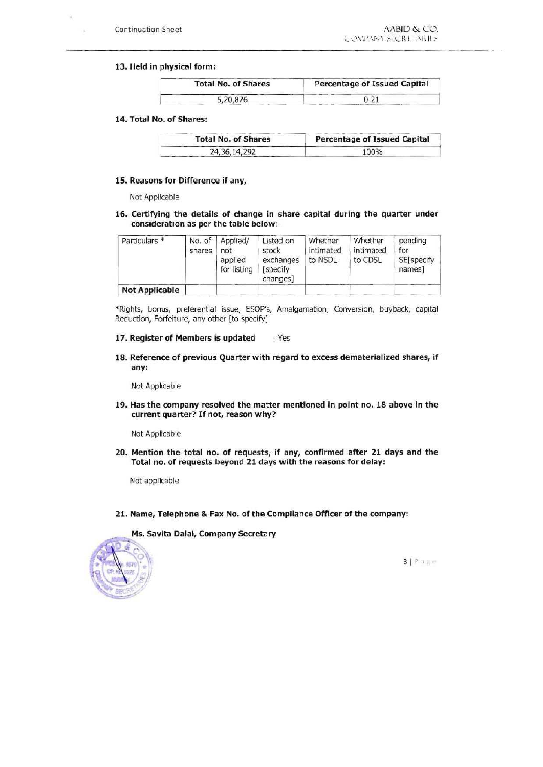**13. Held in physical form:**

| Total No. of Shares | Percentage of Issued Capital |
|---|---|
| 5,20,876 | 0.21 |

**14. Total No. of Shares:**

| Total No. of Shares | Percentage of Issued Capital |
|---|---|
| 24,36,14,292 | 100% |

**15. Reasons for Difference if any,**

Not Applicable

**16. Certifying the details of change in share capital during the quarter under consideration as per the table below:-**

| Particulars * | No. of shares | Applied/ not applied for listing | Listed on stock exchanges [specify changes] | Whether intimated to NSDL | Whether intimated to CDSL | pending for SE[specify names] |
|---|---|---|---|---|---|---|
| **Not Applicable** | | | | | | |

*Rights, bonus, preferential issue, ESOP's, Amalgamation, Conversion, buyback, capital Reduction, Forfeiture, any other [to specify]

**17. Register of Members is updated** : Yes

**18. Reference of previous Quarter with regard to excess dematerialized shares, if any:**

Not Applicable

**19. Has the company resolved the matter mentioned in point no. 18 above in the current quarter? If not, reason why?**

Not Applicable

**20. Mention the total no. of requests, if any, confirmed after 21 days and the Total no. of requests beyond 21 days with the reasons for delay:**

Not applicable

**21. Name, Telephone & Fax No. of the Compliance Officer of the company:**

**Ms. Savita Dalal, Company Secretary**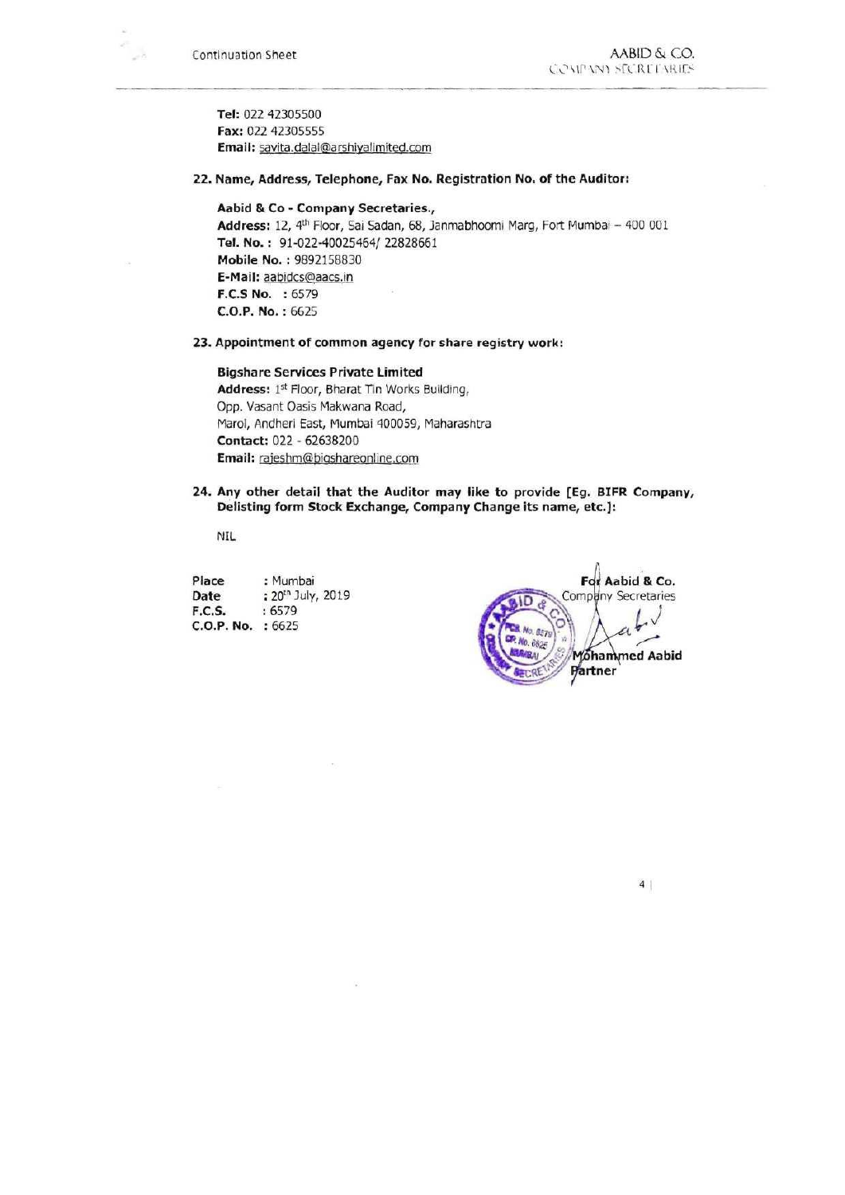**Tel:** 022 42305500
**Fax:** 022 42305555
**Email:** savita.dalal@arshiyalimited.com

**22. Name, Address, Telephone, Fax No. Registration No. of the Auditor:**

**Aabid & Co - Company Secretaries.,**
**Address:** 12, 4th Floor, Sai Sadan, 68, Janmabhoomi Marg, Fort Mumbai – 400 001
**Tel. No. :** 91-022-40025464/ 22828661
**Mobile No. :** 9892158830
**E-Mail:** aabidcs@aacs.in
**F.C.S No.** : 6579
**C.O.P. No. :** 6625

**23. Appointment of common agency for share registry work:**

**Bigshare Services Private Limited**
**Address:** 1st Floor, Bharat Tin Works Building,
Opp. Vasant Oasis Makwana Road,
Marol, Andheri East, Mumbai 400059, Maharashtra
**Contact:** 022 - 62638200
**Email:** rajeshm@bigshareonline.com

**24. Any other detail that the Auditor may like to provide [Eg. BIFR Company, Delisting form Stock Exchange, Company Change its name, etc.]:**

NIL

**Place** : Mumbai
**Date** : 20th July, 2019
**F.C.S.** : 6579
**C.O.P. No.** : 6625

**For Aabid & Co.**
Company Secretaries

**Mohammed Aabid**
**Partner**